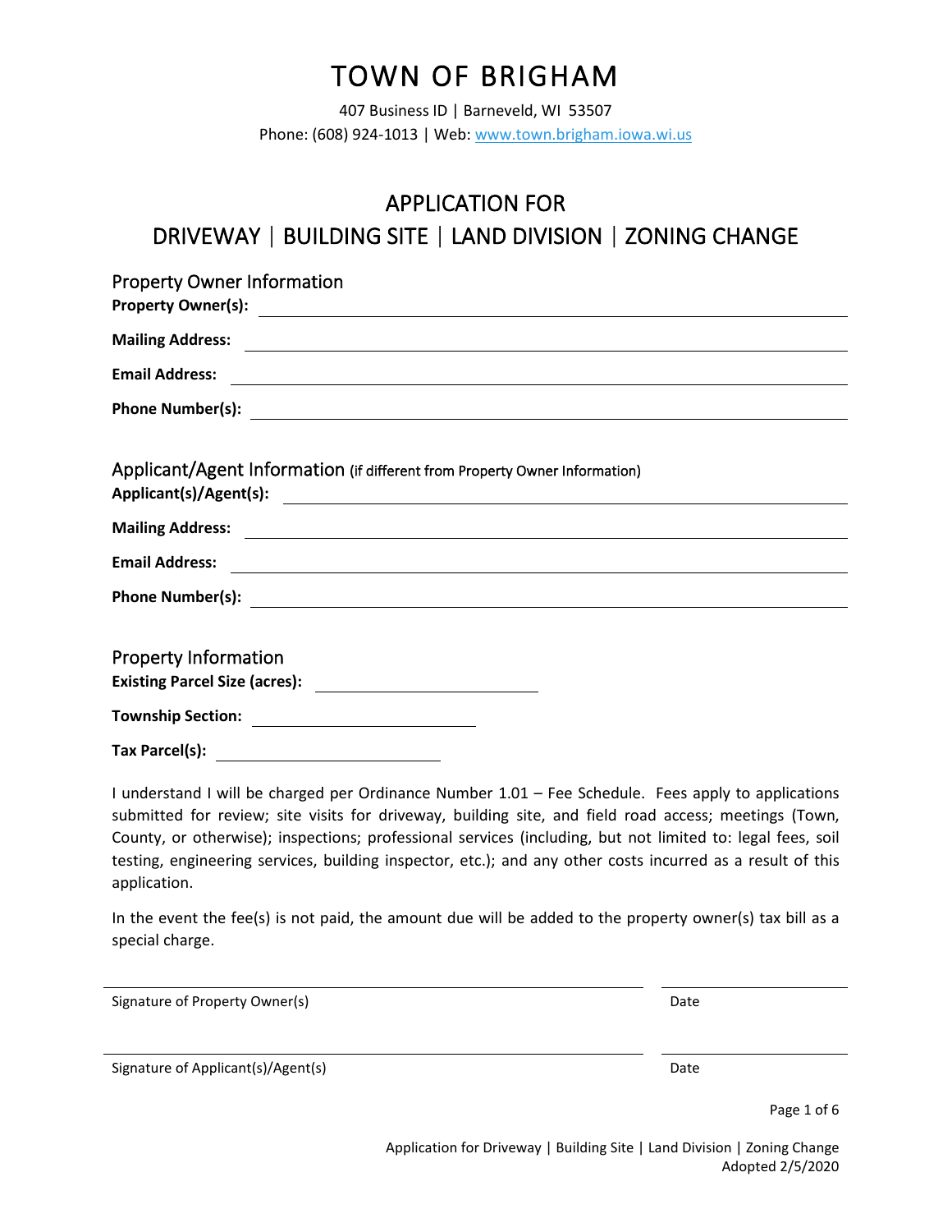# TOWN OF BRIGHAM

407 Business ID | Barneveld, WI 53507
Phone: (608) 924-1013 | Web: www.town.brigham.iowa.wi.us

## APPLICATION FOR
## DRIVEWAY | BUILDING SITE | LAND DIVISION | ZONING CHANGE

### Property Owner Information

**Property Owner(s):** ______________________________

**Mailing Address:** ______________________________

**Email Address:** ______________________________

**Phone Number(s):** ______________________________

### Applicant/Agent Information (if different from Property Owner Information)

**Applicant(s)/Agent(s):** ______________________________

**Mailing Address:** ______________________________

**Email Address:** ______________________________

**Phone Number(s):** ______________________________

### Property Information

**Existing Parcel Size (acres):** ______________

**Township Section:** ______________

**Tax Parcel(s):** ______________

I understand I will be charged per Ordinance Number 1.01 – Fee Schedule. Fees apply to applications submitted for review; site visits for driveway, building site, and field road access; meetings (Town, County, or otherwise); inspections; professional services (including, but not limited to: legal fees, soil testing, engineering services, building inspector, etc.); and any other costs incurred as a result of this application.

In the event the fee(s) is not paid, the amount due will be added to the property owner(s) tax bill as a special charge.

______________________________ ______________
Signature of Property Owner(s) Date

______________________________ ______________
Signature of Applicant(s)/Agent(s) Date

Application for Driveway | Building Site | Land Division | Zoning Change
Adopted 2/5/2020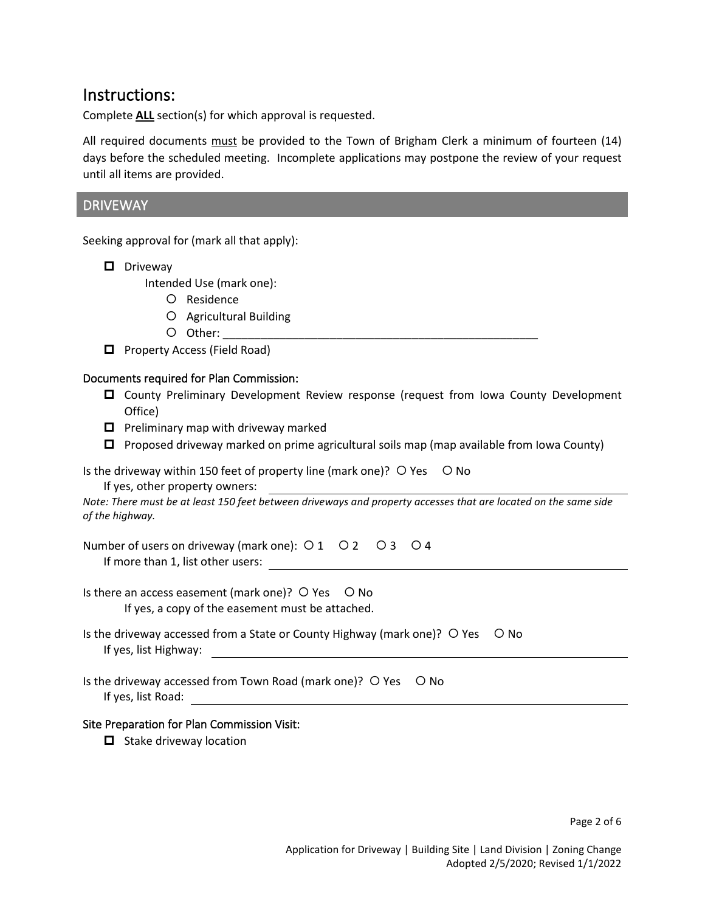# Instructions:

Complete **ALL** section(s) for which approval is requested.

All required documents must be provided to the Town of Brigham Clerk a minimum of fourteen (14) days before the scheduled meeting. Incomplete applications may postpone the review of your request until all items are provided.

## DRIVEWAY

Seeking approval for (mark all that apply):

- ☐ Driveway
  - Intended Use (mark one):
    - ○ Residence
    - ○ Agricultural Building
    - ○ Other: ____________________________________________________
- ☐ Property Access (Field Road)

### Documents required for Plan Commission:

- ☐ County Preliminary Development Review response (request from Iowa County Development Office)
- ☐ Preliminary map with driveway marked
- ☐ Proposed driveway marked on prime agricultural soils map (map available from Iowa County)

Is the driveway within 150 feet of property line (mark one)? ○ Yes ○ No

If yes, other property owners: ____________________________________________________

*Note: There must be at least 150 feet between driveways and property accesses that are located on the same side of the highway.*

Number of users on driveway (mark one): ○ 1 ○ 2 ○ 3 ○ 4

If more than 1, list other users: ____________________________________________________

Is there an access easement (mark one)? ○ Yes ○ No

If yes, a copy of the easement must be attached.

Is the driveway accessed from a State or County Highway (mark one)? ○ Yes ○ No

If yes, list Highway: ____________________________________________________

Is the driveway accessed from Town Road (mark one)? ○ Yes ○ No

If yes, list Road: ____________________________________________________

### Site Preparation for Plan Commission Visit:

- ☐ Stake driveway location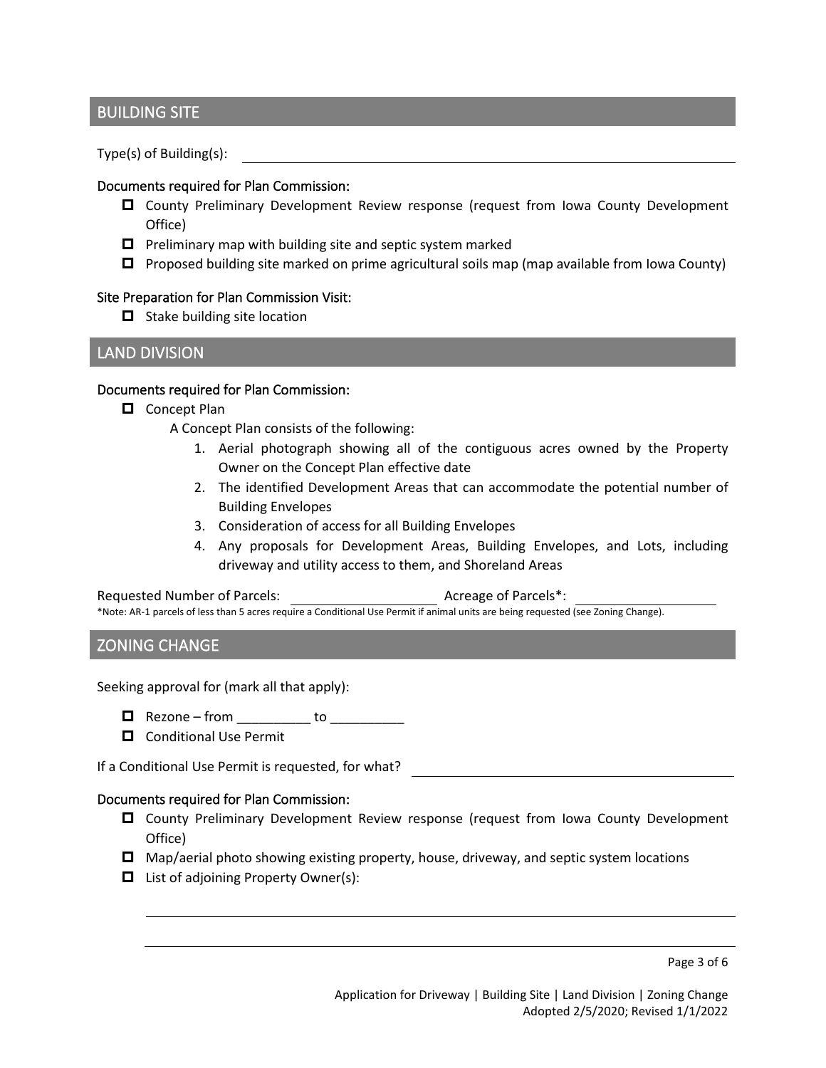## BUILDING SITE

Type(s) of Building(s): \_\_\_\_\_\_\_\_\_\_\_\_\_\_\_\_\_\_\_\_\_\_\_\_\_\_\_\_\_\_\_\_\_\_\_\_\_\_\_\_

### Documents required for Plan Commission:

- ☐ County Preliminary Development Review response (request from Iowa County Development Office)
- ☐ Preliminary map with building site and septic system marked
- ☐ Proposed building site marked on prime agricultural soils map (map available from Iowa County)

### Site Preparation for Plan Commission Visit:

- ☐ Stake building site location

## LAND DIVISION

### Documents required for Plan Commission:

- ☐ Concept Plan

  A Concept Plan consists of the following:

  1. Aerial photograph showing all of the contiguous acres owned by the Property Owner on the Concept Plan effective date
  2. The identified Development Areas that can accommodate the potential number of Building Envelopes
  3. Consideration of access for all Building Envelopes
  4. Any proposals for Development Areas, Building Envelopes, and Lots, including driveway and utility access to them, and Shoreland Areas

Requested Number of Parcels: \_\_\_\_\_\_\_\_\_\_\_\_\_\_\_\_\_\_\_\_ Acreage of Parcels*: \_\_\_\_\_\_\_\_\_\_\_\_\_\_\_\_\_\_\_\_

*Note: AR-1 parcels of less than 5 acres require a Conditional Use Permit if animal units are being requested (see Zoning Change).

## ZONING CHANGE

Seeking approval for (mark all that apply):

- ☐ Rezone – from \_\_\_\_\_\_\_\_\_\_ to \_\_\_\_\_\_\_\_\_\_
- ☐ Conditional Use Permit

If a Conditional Use Permit is requested, for what? \_\_\_\_\_\_\_\_\_\_\_\_\_\_\_\_\_\_\_\_\_\_\_\_\_\_\_\_\_\_\_\_\_\_\_\_\_\_\_\_

### Documents required for Plan Commission:

- ☐ County Preliminary Development Review response (request from Iowa County Development Office)
- ☐ Map/aerial photo showing existing property, house, driveway, and septic system locations
- ☐ List of adjoining Property Owner(s):

  \_\_\_\_\_\_\_\_\_\_\_\_\_\_\_\_\_\_\_\_\_\_\_\_\_\_\_\_\_\_\_\_\_\_\_\_\_\_\_\_\_\_\_\_\_\_\_\_\_\_\_\_\_\_\_\_\_\_\_\_\_\_\_\_\_\_\_\_\_\_\_\_\_\_\_\_

  \_\_\_\_\_\_\_\_\_\_\_\_\_\_\_\_\_\_\_\_\_\_\_\_\_\_\_\_\_\_\_\_\_\_\_\_\_\_\_\_\_\_\_\_\_\_\_\_\_\_\_\_\_\_\_\_\_\_\_\_\_\_\_\_\_\_\_\_\_\_\_\_\_\_\_\_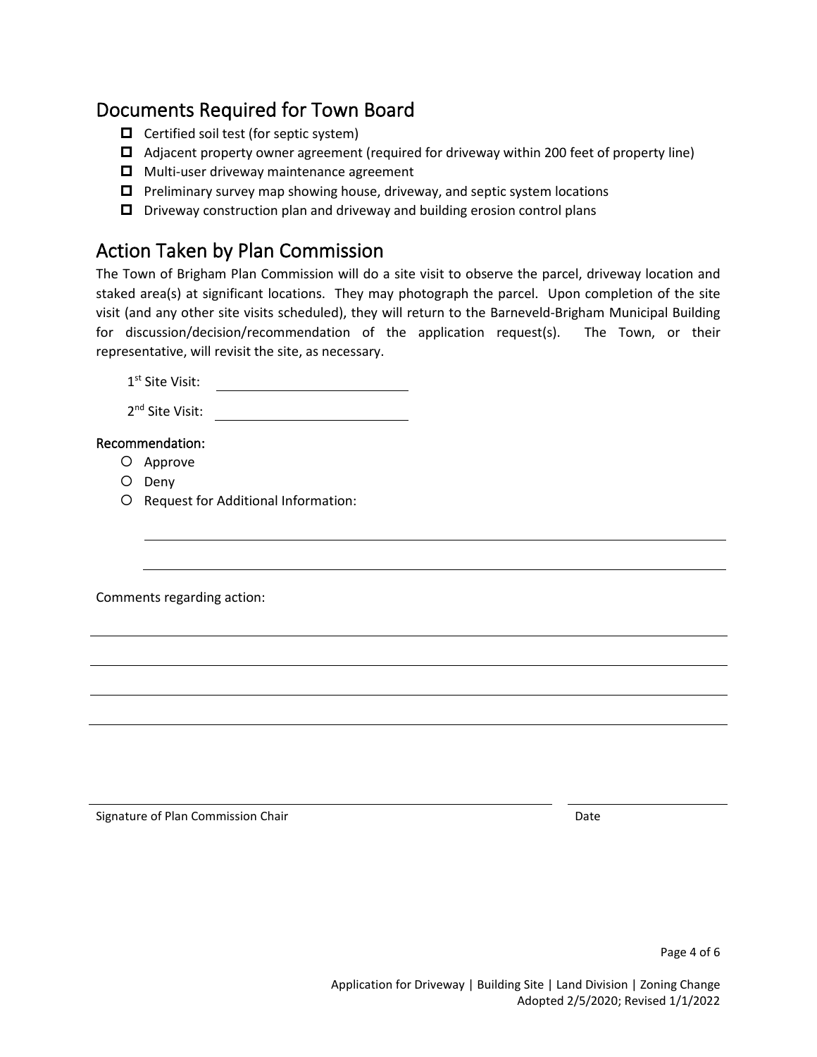## Documents Required for Town Board

- ☐ Certified soil test (for septic system)
- ☐ Adjacent property owner agreement (required for driveway within 200 feet of property line)
- ☐ Multi-user driveway maintenance agreement
- ☐ Preliminary survey map showing house, driveway, and septic system locations
- ☐ Driveway construction plan and driveway and building erosion control plans

## Action Taken by Plan Commission

The Town of Brigham Plan Commission will do a site visit to observe the parcel, driveway location and staked area(s) at significant locations. They may photograph the parcel. Upon completion of the site visit (and any other site visits scheduled), they will return to the Barneveld-Brigham Municipal Building for discussion/decision/recommendation of the application request(s). The Town, or their representative, will revisit the site, as necessary.

1st Site Visit: ____________________

2nd Site Visit: ____________________

**Recommendation:**

- ○ Approve
- ○ Deny
- ○ Request for Additional Information:

____________________________________________________________

____________________________________________________________

Comments regarding action:

____________________________________________________________

____________________________________________________________

____________________________________________________________

____________________________________________________________

____________________________________________________________ ____________________

Signature of Plan Commission Chair Date

Application for Driveway | Building Site | Land Division | Zoning Change
Adopted 2/5/2020; Revised 1/1/2022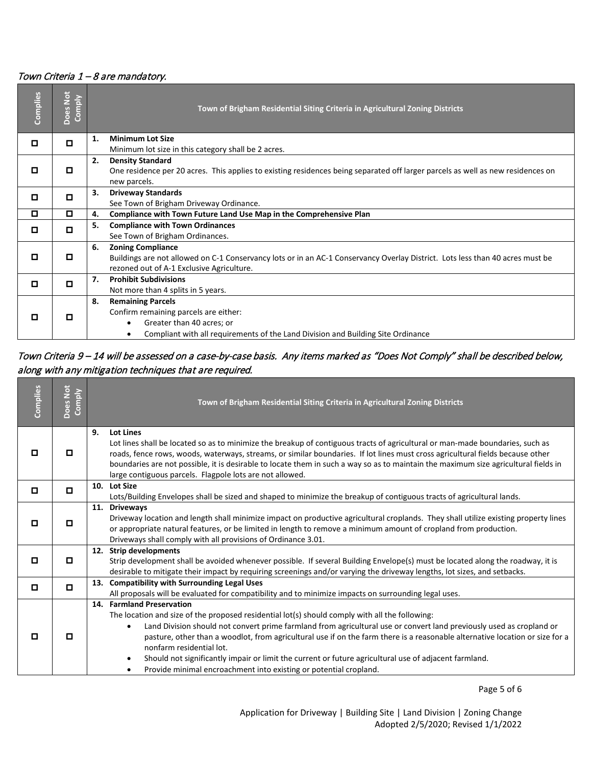*Town Criteria 1 – 8 are mandatory.*

| Complies | Does Not Comply | Town of Brigham Residential Siting Criteria in Agricultural Zoning Districts |
|---|---|---|
| ☐ | ☐ | **1. Minimum Lot Size**<br>Minimum lot size in this category shall be 2 acres. |
| ☐ | ☐ | **2. Density Standard**<br>One residence per 20 acres. This applies to existing residences being separated off larger parcels as well as new residences on new parcels. |
| ☐ | ☐ | **3. Driveway Standards**<br>See Town of Brigham Driveway Ordinance. |
| ☐ | ☐ | **4. Compliance with Town Future Land Use Map in the Comprehensive Plan** |
| ☐ | ☐ | **5. Compliance with Town Ordinances**<br>See Town of Brigham Ordinances. |
| ☐ | ☐ | **6. Zoning Compliance**<br>Buildings are not allowed on C-1 Conservancy lots or in an AC-1 Conservancy Overlay District. Lots less than 40 acres must be rezoned out of A-1 Exclusive Agriculture. |
| ☐ | ☐ | **7. Prohibit Subdivisions**<br>Not more than 4 splits in 5 years. |
| ☐ | ☐ | **8. Remaining Parcels**<br>Confirm remaining parcels are either:<br>• Greater than 40 acres; or<br>• Compliant with all requirements of the Land Division and Building Site Ordinance |

*Town Criteria 9 – 14 will be assessed on a case-by-case basis. Any items marked as "Does Not Comply" shall be described below, along with any mitigation techniques that are required.*

| Complies | Does Not Comply | Town of Brigham Residential Siting Criteria in Agricultural Zoning Districts |
|---|---|---|
| ☐ | ☐ | **9. Lot Lines**<br>Lot lines shall be located so as to minimize the breakup of contiguous tracts of agricultural or man-made boundaries, such as roads, fence rows, woods, waterways, streams, or similar boundaries. If lot lines must cross agricultural fields because other boundaries are not possible, it is desirable to locate them in such a way so as to maintain the maximum size agricultural fields in large contiguous parcels. Flagpole lots are not allowed. |
| ☐ | ☐ | **10. Lot Size**<br>Lots/Building Envelopes shall be sized and shaped to minimize the breakup of contiguous tracts of agricultural lands. |
| ☐ | ☐ | **11. Driveways**<br>Driveway location and length shall minimize impact on productive agricultural croplands. They shall utilize existing property lines or appropriate natural features, or be limited in length to remove a minimum amount of cropland from production.<br>Driveways shall comply with all provisions of Ordinance 3.01. |
| ☐ | ☐ | **12. Strip developments**<br>Strip development shall be avoided whenever possible. If several Building Envelope(s) must be located along the roadway, it is desirable to mitigate their impact by requiring screenings and/or varying the driveway lengths, lot sizes, and setbacks. |
| ☐ | ☐ | **13. Compatibility with Surrounding Legal Uses**<br>All proposals will be evaluated for compatibility and to minimize impacts on surrounding legal uses. |
| ☐ | ☐ | **14. Farmland Preservation**<br>The location and size of the proposed residential lot(s) should comply with all the following:<br>• Land Division should not convert prime farmland from agricultural use or convert land previously used as cropland or pasture, other than a woodlot, from agricultural use if on the farm there is a reasonable alternative location or size for a nonfarm residential lot.<br>• Should not significantly impair or limit the current or future agricultural use of adjacent farmland.<br>• Provide minimal encroachment into existing or potential cropland. |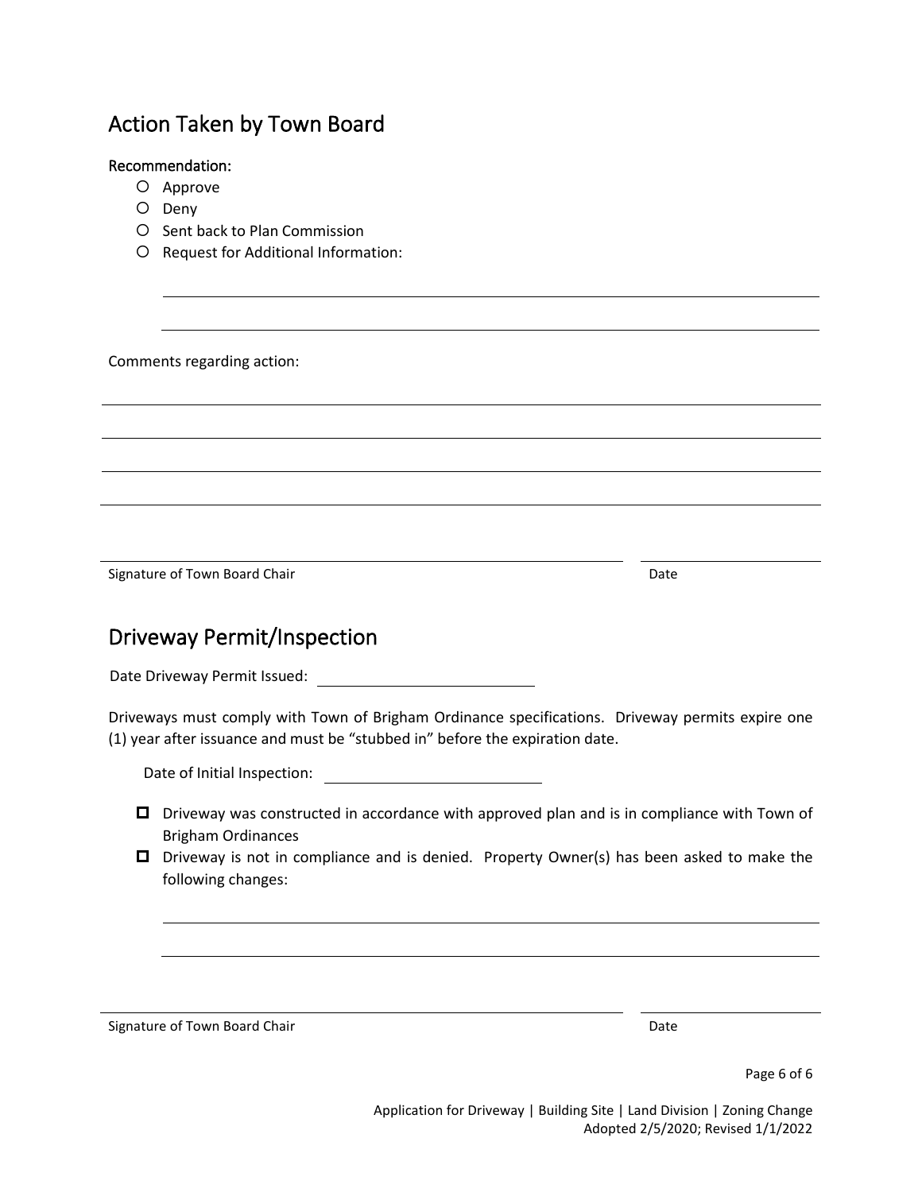## Action Taken by Town Board

**Recommendation:**

- Approve
- Deny
- Sent back to Plan Commission
- Request for Additional Information:

Comments regarding action:

Signature of Town Board Chair

Date

## Driveway Permit/Inspection

Date Driveway Permit Issued:

Driveways must comply with Town of Brigham Ordinance specifications. Driveway permits expire one (1) year after issuance and must be "stubbed in" before the expiration date.

Date of Initial Inspection:

- ☐ Driveway was constructed in accordance with approved plan and is in compliance with Town of Brigham Ordinances
- ☐ Driveway is not in compliance and is denied. Property Owner(s) has been asked to make the following changes:

Signature of Town Board Chair

Date